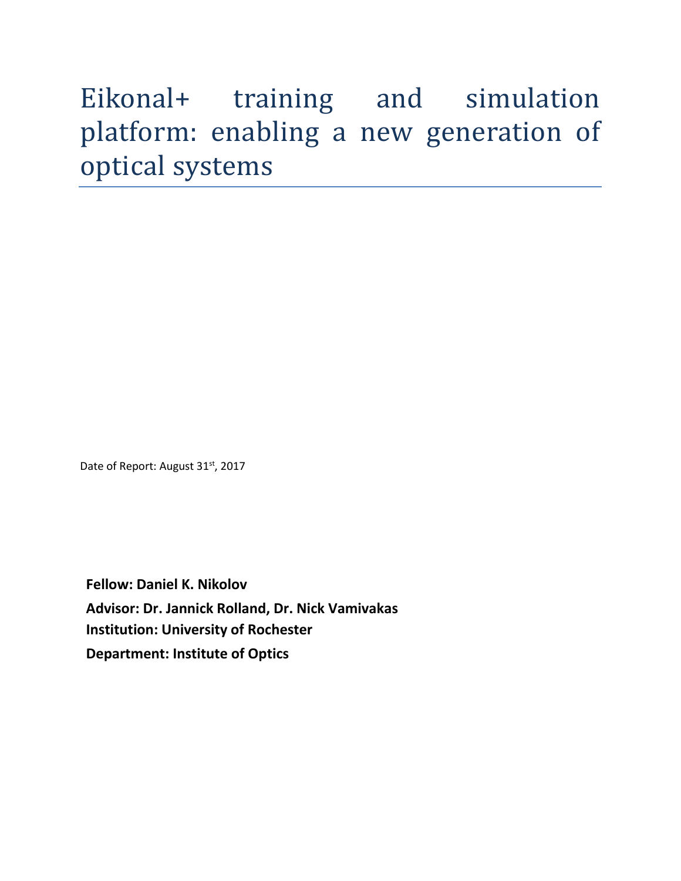# Eikonal+ training and simulation platform: enabling a new generation of optical systems

Date of Report: August 31st, 2017

**Fellow: Daniel K. Nikolov**

**Advisor: Dr. Jannick Rolland, Dr. Nick Vamivakas**

**Institution: University of Rochester**

**Department: Institute of Optics**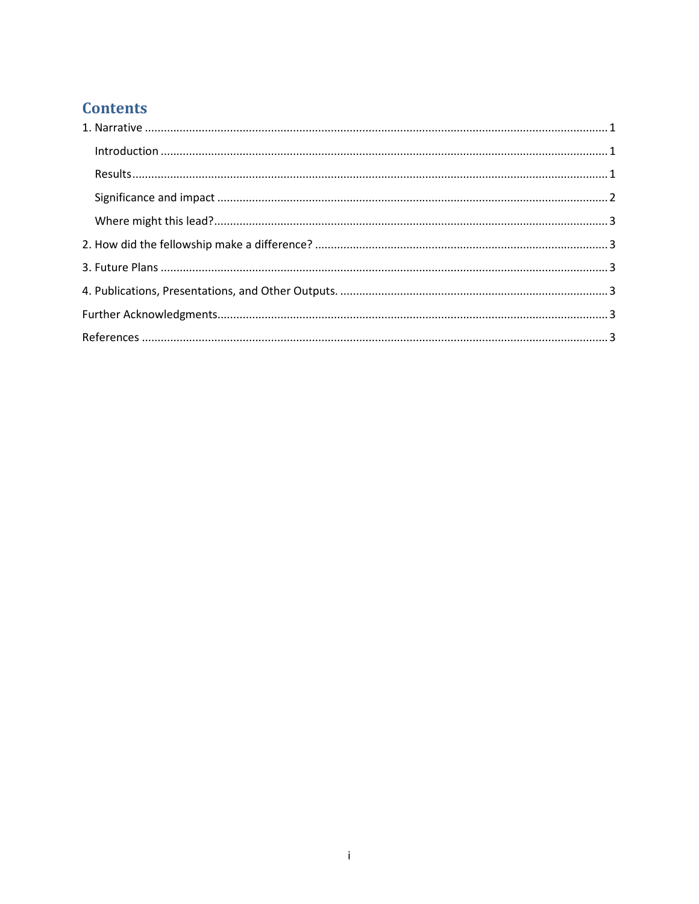# Contents

1. Narrative ........................................................................................................................................ 1
   - Introduction ................................................................................................................................ 1
   - Results ........................................................................................................................................ 1
   - Significance and impact ............................................................................................................. 2
   - Where might this lead? .............................................................................................................. 3
2. How did the fellowship make a difference? ................................................................................. 3
3. Future Plans ................................................................................................................................... 3
4. Publications, Presentations, and Other Outputs. ........................................................................ 3

Further Acknowledgments .................................................................................................................. 3

References .......................................................................................................................................... 3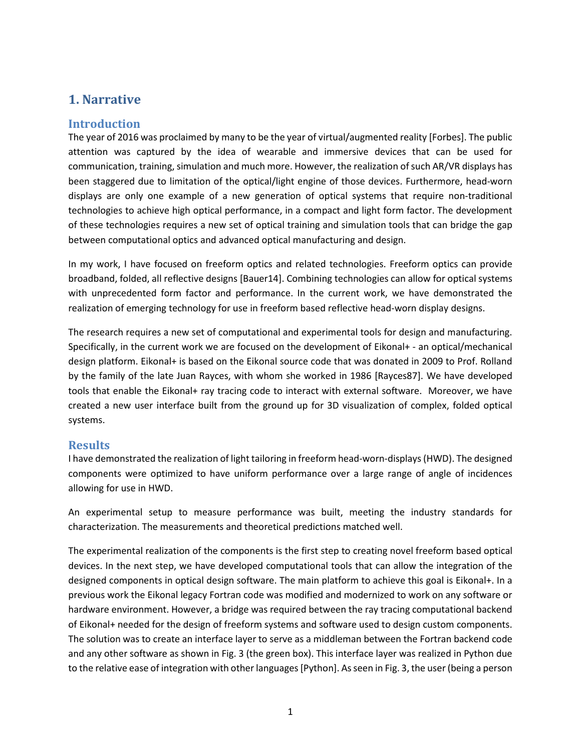# 1. Narrative

## Introduction

The year of 2016 was proclaimed by many to be the year of virtual/augmented reality [Forbes]. The public attention was captured by the idea of wearable and immersive devices that can be used for communication, training, simulation and much more. However, the realization of such AR/VR displays has been staggered due to limitation of the optical/light engine of those devices. Furthermore, head-worn displays are only one example of a new generation of optical systems that require non-traditional technologies to achieve high optical performance, in a compact and light form factor. The development of these technologies requires a new set of optical training and simulation tools that can bridge the gap between computational optics and advanced optical manufacturing and design.

In my work, I have focused on freeform optics and related technologies. Freeform optics can provide broadband, folded, all reflective designs [Bauer14]. Combining technologies can allow for optical systems with unprecedented form factor and performance. In the current work, we have demonstrated the realization of emerging technology for use in freeform based reflective head-worn display designs.

The research requires a new set of computational and experimental tools for design and manufacturing. Specifically, in the current work we are focused on the development of Eikonal+ - an optical/mechanical design platform. Eikonal+ is based on the Eikonal source code that was donated in 2009 to Prof. Rolland by the family of the late Juan Rayces, with whom she worked in 1986 [Rayces87]. We have developed tools that enable the Eikonal+ ray tracing code to interact with external software. Moreover, we have created a new user interface built from the ground up for 3D visualization of complex, folded optical systems.

## Results

I have demonstrated the realization of light tailoring in freeform head-worn-displays (HWD). The designed components were optimized to have uniform performance over a large range of angle of incidences allowing for use in HWD.

An experimental setup to measure performance was built, meeting the industry standards for characterization. The measurements and theoretical predictions matched well.

The experimental realization of the components is the first step to creating novel freeform based optical devices. In the next step, we have developed computational tools that can allow the integration of the designed components in optical design software. The main platform to achieve this goal is Eikonal+. In a previous work the Eikonal legacy Fortran code was modified and modernized to work on any software or hardware environment. However, a bridge was required between the ray tracing computational backend of Eikonal+ needed for the design of freeform systems and software used to design custom components. The solution was to create an interface layer to serve as a middleman between the Fortran backend code and any other software as shown in Fig. 3 (the green box). This interface layer was realized in Python due to the relative ease of integration with other languages [Python]. As seen in Fig. 3, the user (being a person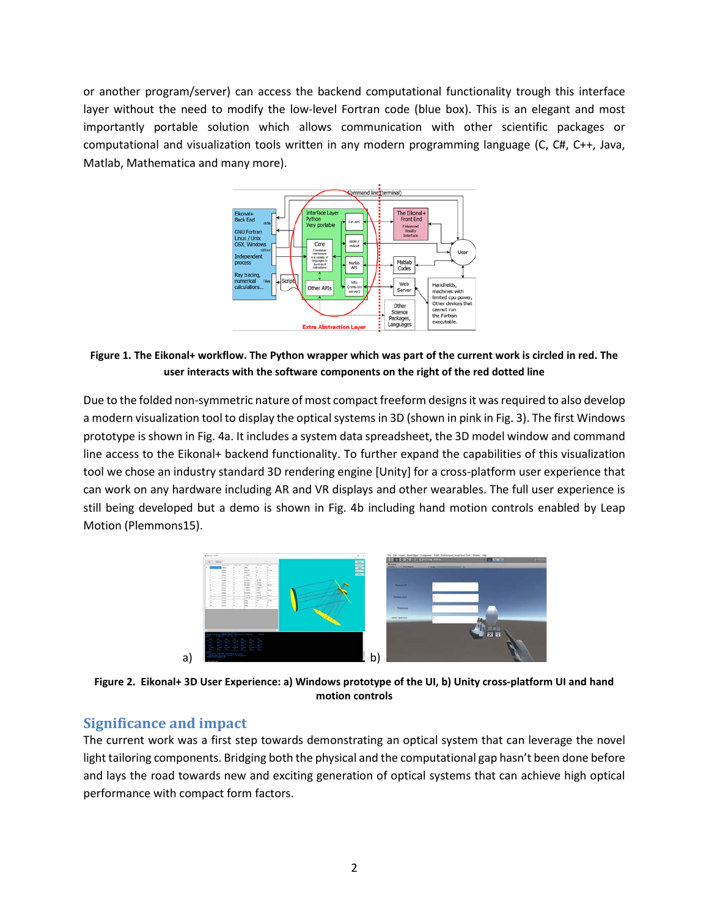or another program/server) can access the backend computational functionality trough this interface layer without the need to modify the low-level Fortran code (blue box). This is an elegant and most importantly portable solution which allows communication with other scientific packages or computational and visualization tools written in any modern programming language (C, C#, C++, Java, Matlab, Mathematica and many more).

**Figure 1. The Eikonal+ workflow. The Python wrapper which was part of the current work is circled in red. The user interacts with the software components on the right of the red dotted line**

Due to the folded non-symmetric nature of most compact freeform designs it was required to also develop a modern visualization tool to display the optical systems in 3D (shown in pink in Fig. 3). The first Windows prototype is shown in Fig. 4a. It includes a system data spreadsheet, the 3D model window and command line access to the Eikonal+ backend functionality. To further expand the capabilities of this visualization tool we chose an industry standard 3D rendering engine [Unity] for a cross-platform user experience that can work on any hardware including AR and VR displays and other wearables. The full user experience is still being developed but a demo is shown in Fig. 4b including hand motion controls enabled by Leap Motion (Plemmons15).

**Figure 2. Eikonal+ 3D User Experience: a) Windows prototype of the UI, b) Unity cross-platform UI and hand motion controls**

## Significance and impact

The current work was a first step towards demonstrating an optical system that can leverage the novel light tailoring components. Bridging both the physical and the computational gap hasn't been done before and lays the road towards new and exciting generation of optical systems that can achieve high optical performance with compact form factors.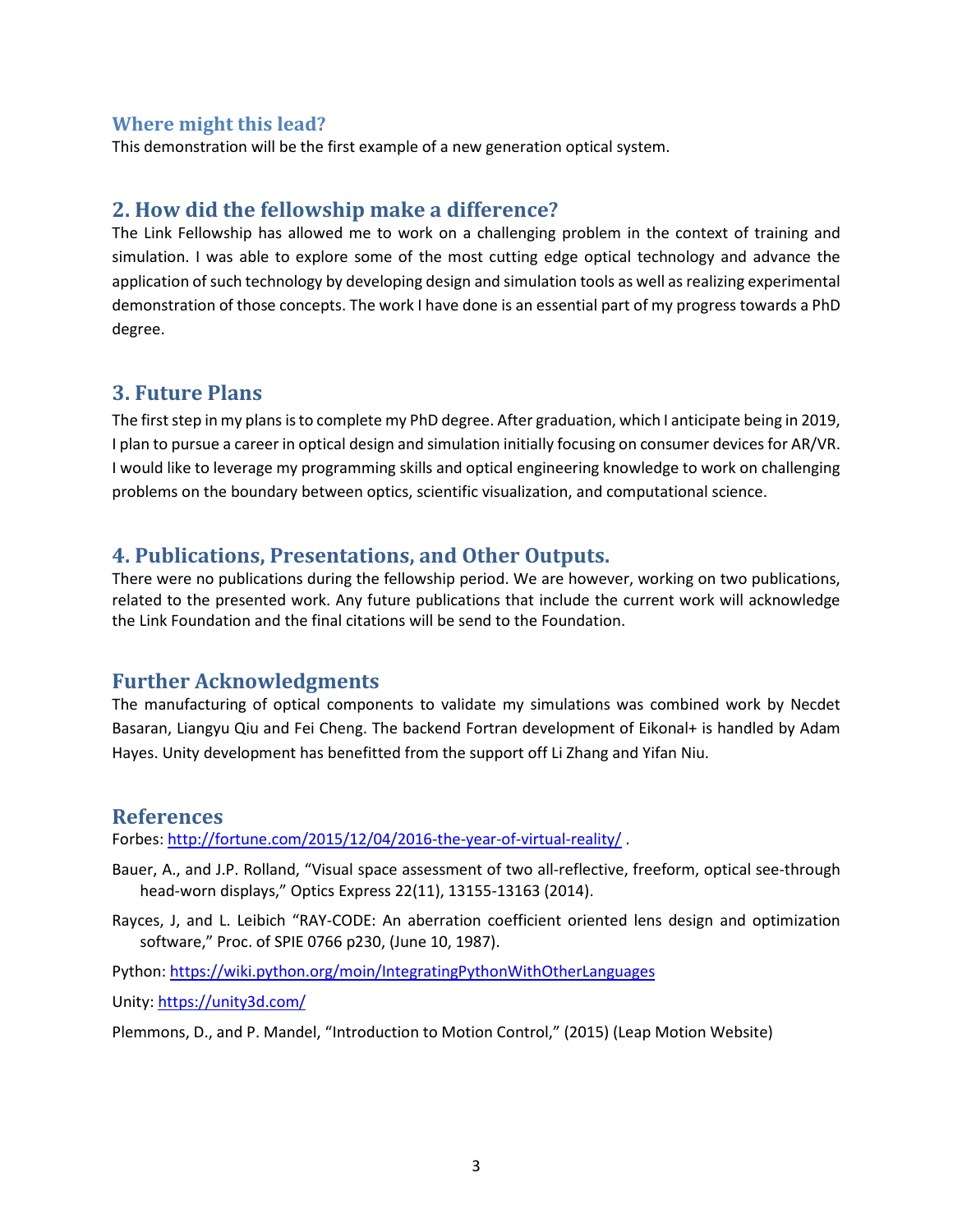### Where might this lead?

This demonstration will be the first example of a new generation optical system.

## 2. How did the fellowship make a difference?

The Link Fellowship has allowed me to work on a challenging problem in the context of training and simulation. I was able to explore some of the most cutting edge optical technology and advance the application of such technology by developing design and simulation tools as well as realizing experimental demonstration of those concepts. The work I have done is an essential part of my progress towards a PhD degree.

## 3. Future Plans

The first step in my plans is to complete my PhD degree. After graduation, which I anticipate being in 2019, I plan to pursue a career in optical design and simulation initially focusing on consumer devices for AR/VR. I would like to leverage my programming skills and optical engineering knowledge to work on challenging problems on the boundary between optics, scientific visualization, and computational science.

## 4. Publications, Presentations, and Other Outputs.

There were no publications during the fellowship period. We are however, working on two publications, related to the presented work. Any future publications that include the current work will acknowledge the Link Foundation and the final citations will be send to the Foundation.

## Further Acknowledgments

The manufacturing of optical components to validate my simulations was combined work by Necdet Basaran, Liangyu Qiu and Fei Cheng. The backend Fortran development of Eikonal+ is handled by Adam Hayes. Unity development has benefitted from the support off Li Zhang and Yifan Niu.

## References

Forbes: http://fortune.com/2015/12/04/2016-the-year-of-virtual-reality/ .

Bauer, A., and J.P. Rolland, "Visual space assessment of two all-reflective, freeform, optical see-through head-worn displays," Optics Express 22(11), 13155-13163 (2014).

Rayces, J, and L. Leibich "RAY-CODE: An aberration coefficient oriented lens design and optimization software," Proc. of SPIE 0766 p230, (June 10, 1987).

Python: https://wiki.python.org/moin/IntegratingPythonWithOtherLanguages

Unity: https://unity3d.com/

Plemmons, D., and P. Mandel, "Introduction to Motion Control," (2015) (Leap Motion Website)